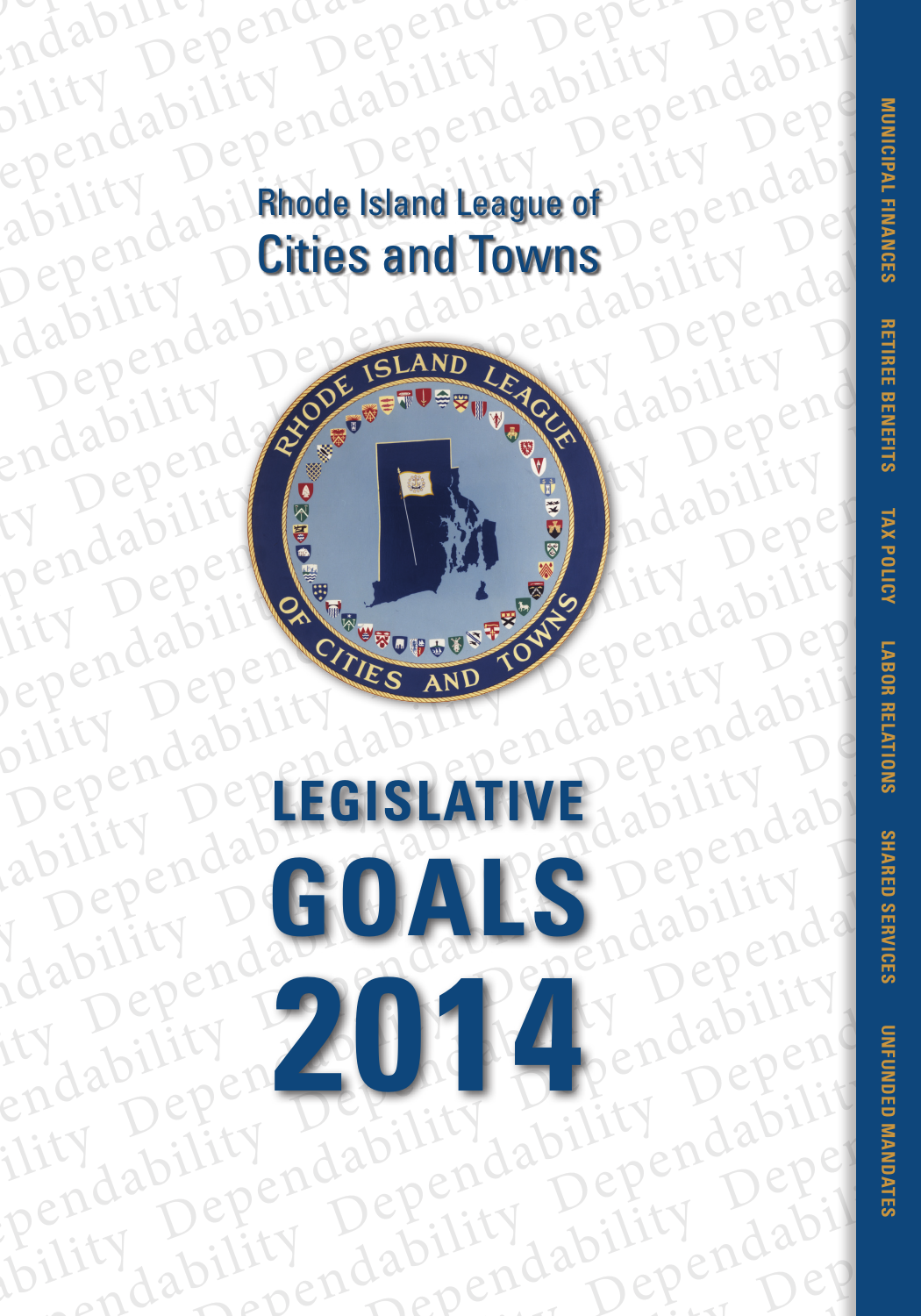# Rhode Island League of Cities and Towns

# LEGISLATIVE GOALS 2014

MUNICIPAL FINANCES | RETIREE BENEFITS | TAX POLICY | LABOR RELATIONS | SHARED SERVICES | UNFUNDED MANDATES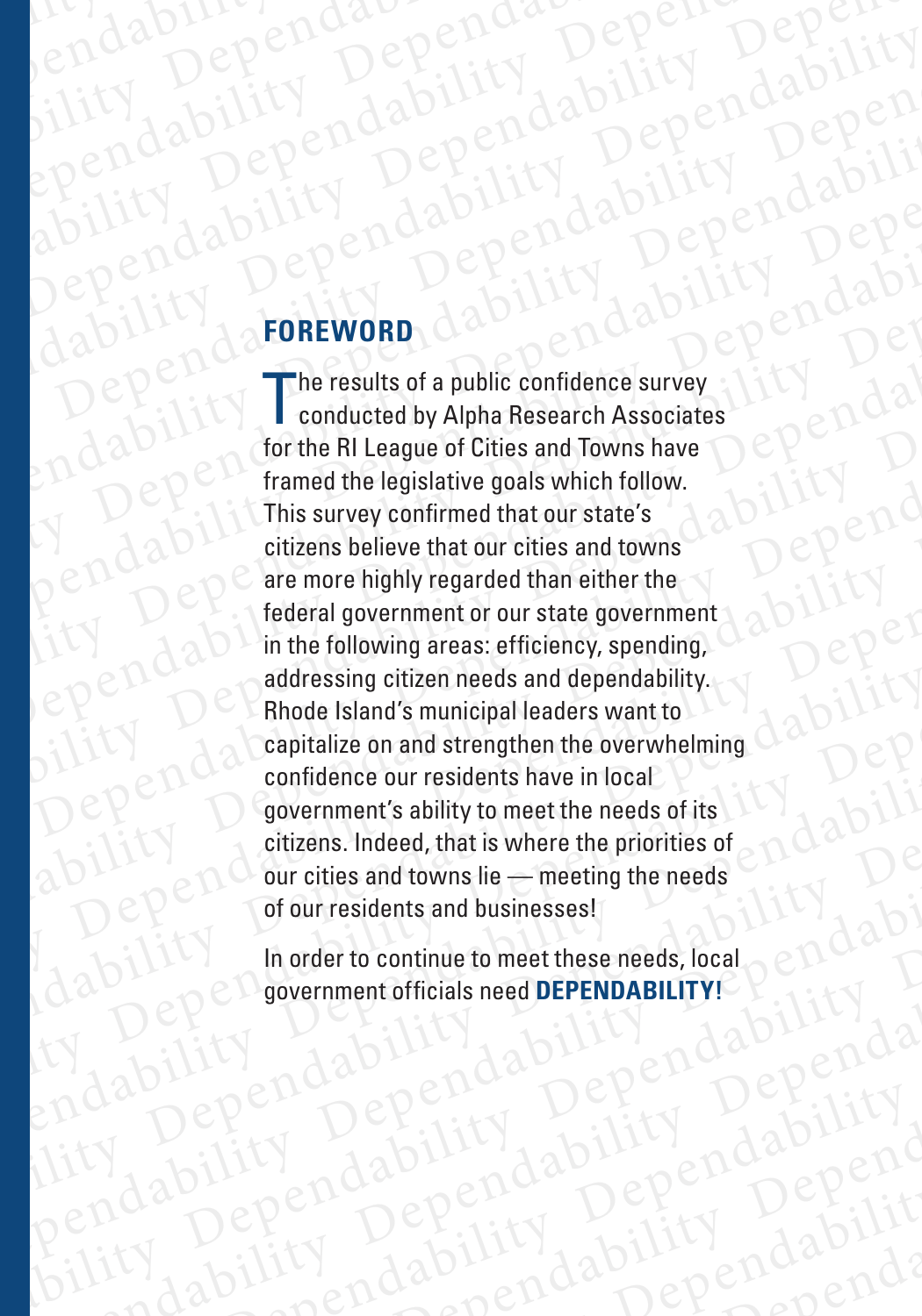## FOREWORD

The results of a public confidence survey conducted by Alpha Research Associates for the RI League of Cities and Towns have framed the legislative goals which follow. This survey confirmed that our state's citizens believe that our cities and towns are more highly regarded than either the federal government or our state government in the following areas: efficiency, spending, addressing citizen needs and dependability. Rhode Island's municipal leaders want to capitalize on and strengthen the overwhelming confidence our residents have in local government's ability to meet the needs of its citizens. Indeed, that is where the priorities of our cities and towns lie — meeting the needs of our residents and businesses!

In order to continue to meet these needs, local government officials need **DEPENDABILITY!**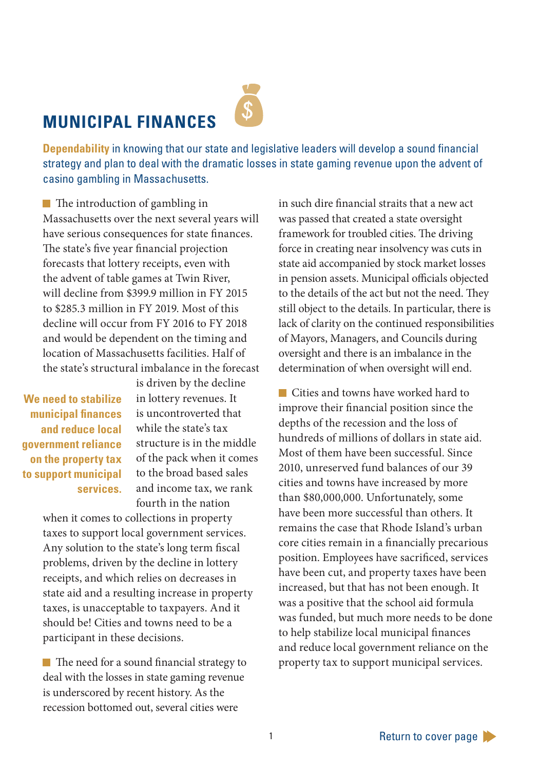# MUNICIPAL FINANCES

**Dependability** in knowing that our state and legislative leaders will develop a sound financial strategy and plan to deal with the dramatic losses in state gaming revenue upon the advent of casino gambling in Massachusetts.

The introduction of gambling in Massachusetts over the next several years will have serious consequences for state finances. The state's five year financial projection forecasts that lottery receipts, even with the advent of table games at Twin River, will decline from $399.9 million in FY 2015 to $285.3 million in FY 2019. Most of this decline will occur from FY 2016 to FY 2018 and would be dependent on the timing and location of Massachusetts facilities. Half of the state's structural imbalance in the forecast is driven by the decline in lottery revenues. It is uncontroverted that while the state's tax structure is in the middle of the pack when it comes to the broad based sales and income tax, we rank fourth in the nation when it comes to collections in property taxes to support local government services. Any solution to the state's long term fiscal problems, driven by the decline in lottery receipts, and which relies on decreases in state aid and a resulting increase in property taxes, is unacceptable to taxpayers. And it should be! Cities and towns need to be a participant in these decisions.

> **We need to stabilize municipal finances and reduce local government reliance on the property tax to support municipal services.**

The need for a sound financial strategy to deal with the losses in state gaming revenue is underscored by recent history. As the recession bottomed out, several cities were in such dire financial straits that a new act was passed that created a state oversight framework for troubled cities. The driving force in creating near insolvency was cuts in state aid accompanied by stock market losses in pension assets. Municipal officials objected to the details of the act but not the need. They still object to the details. In particular, there is lack of clarity on the continued responsibilities of Mayors, Managers, and Councils during oversight and there is an imbalance in the determination of when oversight will end.

Cities and towns have worked hard to improve their financial position since the depths of the recession and the loss of hundreds of millions of dollars in state aid. Most of them have been successful. Since 2010, unreserved fund balances of our 39 cities and towns have increased by more than $80,000,000. Unfortunately, some have been more successful than others. It remains the case that Rhode Island's urban core cities remain in a financially precarious position. Employees have sacrificed, services have been cut, and property taxes have been increased, but that has not been enough. It was a positive that the school aid formula was funded, but much more needs to be done to help stabilize local municipal finances and reduce local government reliance on the property tax to support municipal services.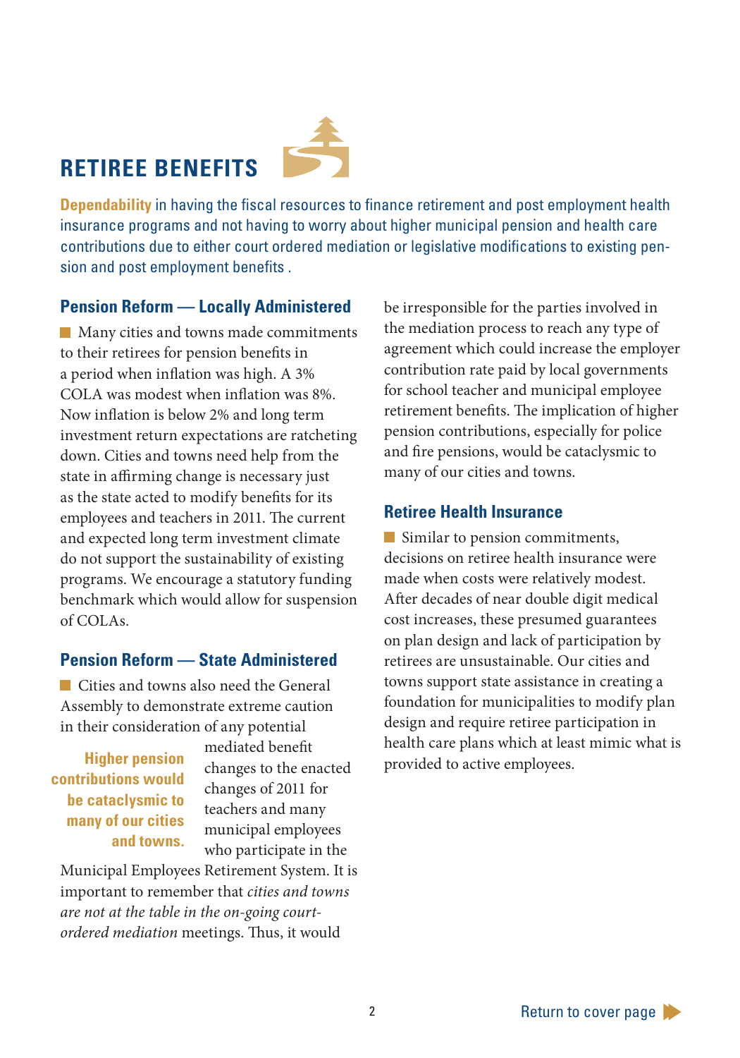# RETIREE BENEFITS

**Dependability** in having the fiscal resources to finance retirement and post employment health insurance programs and not having to worry about higher municipal pension and health care contributions due to either court ordered mediation or legislative modifications to existing pension and post employment benefits .

## Pension Reform — Locally Administered

Many cities and towns made commitments to their retirees for pension benefits in a period when inflation was high. A 3% COLA was modest when inflation was 8%. Now inflation is below 2% and long term investment return expectations are ratcheting down. Cities and towns need help from the state in affirming change is necessary just as the state acted to modify benefits for its employees and teachers in 2011. The current and expected long term investment climate do not support the sustainability of existing programs. We encourage a statutory funding benchmark which would allow for suspension of COLAs.

## Pension Reform — State Administered

Cities and towns also need the General Assembly to demonstrate extreme caution in their consideration of any potential mediated benefit changes to the enacted changes of 2011 for teachers and many municipal employees who participate in the Municipal Employees Retirement System. It is important to remember that *cities and towns are not at the table in the on-going court-ordered mediation* meetings. Thus, it would be irresponsible for the parties involved in the mediation process to reach any type of agreement which could increase the employer contribution rate paid by local governments for school teacher and municipal employee retirement benefits. The implication of higher pension contributions, especially for police and fire pensions, would be cataclysmic to many of our cities and towns.

**Higher pension contributions would be cataclysmic to many of our cities and towns.**

## Retiree Health Insurance

Similar to pension commitments, decisions on retiree health insurance were made when costs were relatively modest. After decades of near double digit medical cost increases, these presumed guarantees on plan design and lack of participation by retirees are unsustainable. Our cities and towns support state assistance in creating a foundation for municipalities to modify plan design and require retiree participation in health care plans which at least mimic what is provided to active employees.

Return to cover page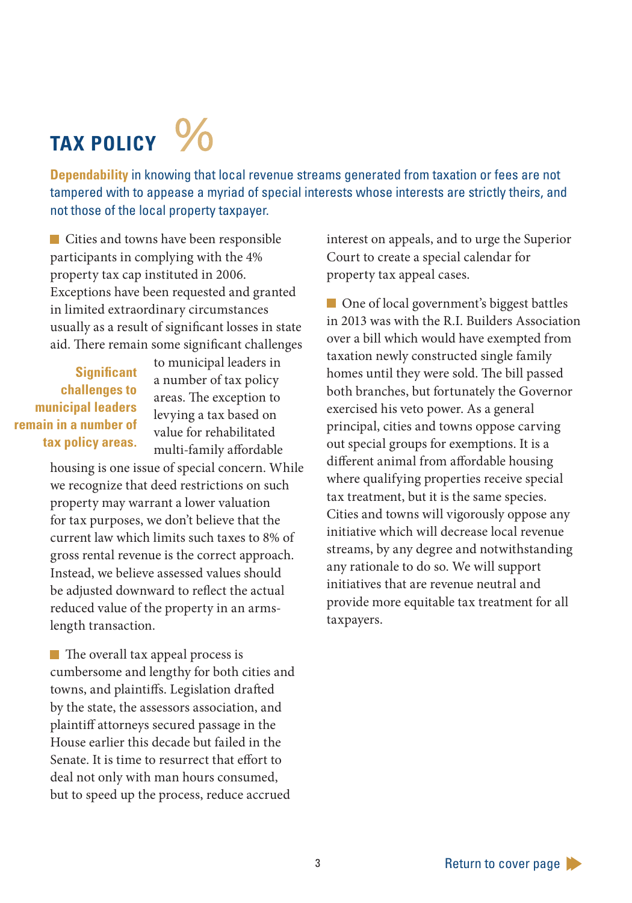# TAX POLICY %

**Dependability** in knowing that local revenue streams generated from taxation or fees are not tampered with to appease a myriad of special interests whose interests are strictly theirs, and not those of the local property taxpayer.

- Cities and towns have been responsible participants in complying with the 4% property tax cap instituted in 2006. Exceptions have been requested and granted in limited extraordinary circumstances usually as a result of significant losses in state aid. There remain some significant challenges to municipal leaders in a number of tax policy areas. The exception to levying a tax based on value for rehabilitated multi-family affordable housing is one issue of special concern. While we recognize that deed restrictions on such property may warrant a lower valuation for tax purposes, we don't believe that the current law which limits such taxes to 8% of gross rental revenue is the correct approach. Instead, we believe assessed values should be adjusted downward to reflect the actual reduced value of the property in an arms-length transaction.

**Significant challenges to municipal leaders remain in a number of tax policy areas.**

- The overall tax appeal process is cumbersome and lengthy for both cities and towns, and plaintiffs. Legislation drafted by the state, the assessors association, and plaintiff attorneys secured passage in the House earlier this decade but failed in the Senate. It is time to resurrect that effort to deal not only with man hours consumed, but to speed up the process, reduce accrued interest on appeals, and to urge the Superior Court to create a special calendar for property tax appeal cases.

- One of local government's biggest battles in 2013 was with the R.I. Builders Association over a bill which would have exempted from taxation newly constructed single family homes until they were sold. The bill passed both branches, but fortunately the Governor exercised his veto power. As a general principal, cities and towns oppose carving out special groups for exemptions. It is a different animal from affordable housing where qualifying properties receive special tax treatment, but it is the same species. Cities and towns will vigorously oppose any initiative which will decrease local revenue streams, by any degree and notwithstanding any rationale to do so. We will support initiatives that are revenue neutral and provide more equitable tax treatment for all taxpayers.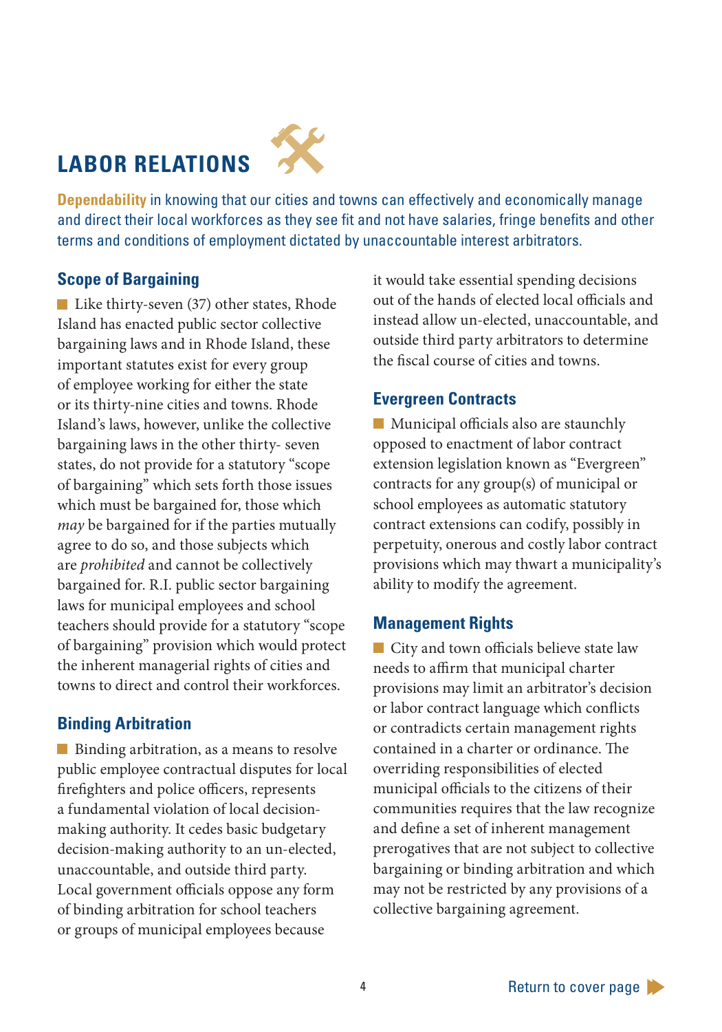# LABOR RELATIONS

**Dependability** in knowing that our cities and towns can effectively and economically manage and direct their local workforces as they see fit and not have salaries, fringe benefits and other terms and conditions of employment dictated by unaccountable interest arbitrators.

## Scope of Bargaining

Like thirty-seven (37) other states, Rhode Island has enacted public sector collective bargaining laws and in Rhode Island, these important statutes exist for every group of employee working for either the state or its thirty-nine cities and towns. Rhode Island's laws, however, unlike the collective bargaining laws in the other thirty- seven states, do not provide for a statutory "scope of bargaining" which sets forth those issues which must be bargained for, those which *may* be bargained for if the parties mutually agree to do so, and those subjects which are *prohibited* and cannot be collectively bargained for. R.I. public sector bargaining laws for municipal employees and school teachers should provide for a statutory "scope of bargaining" provision which would protect the inherent managerial rights of cities and towns to direct and control their workforces.

## Binding Arbitration

Binding arbitration, as a means to resolve public employee contractual disputes for local firefighters and police officers, represents a fundamental violation of local decision-making authority. It cedes basic budgetary decision-making authority to an un-elected, unaccountable, and outside third party. Local government officials oppose any form of binding arbitration for school teachers or groups of municipal employees because it would take essential spending decisions out of the hands of elected local officials and instead allow un-elected, unaccountable, and outside third party arbitrators to determine the fiscal course of cities and towns.

## Evergreen Contracts

Municipal officials also are staunchly opposed to enactment of labor contract extension legislation known as "Evergreen" contracts for any group(s) of municipal or school employees as automatic statutory contract extensions can codify, possibly in perpetuity, onerous and costly labor contract provisions which may thwart a municipality's ability to modify the agreement.

## Management Rights

City and town officials believe state law needs to affirm that municipal charter provisions may limit an arbitrator's decision or labor contract language which conflicts or contradicts certain management rights contained in a charter or ordinance. The overriding responsibilities of elected municipal officials to the citizens of their communities requires that the law recognize and define a set of inherent management prerogatives that are not subject to collective bargaining or binding arbitration and which may not be restricted by any provisions of a collective bargaining agreement.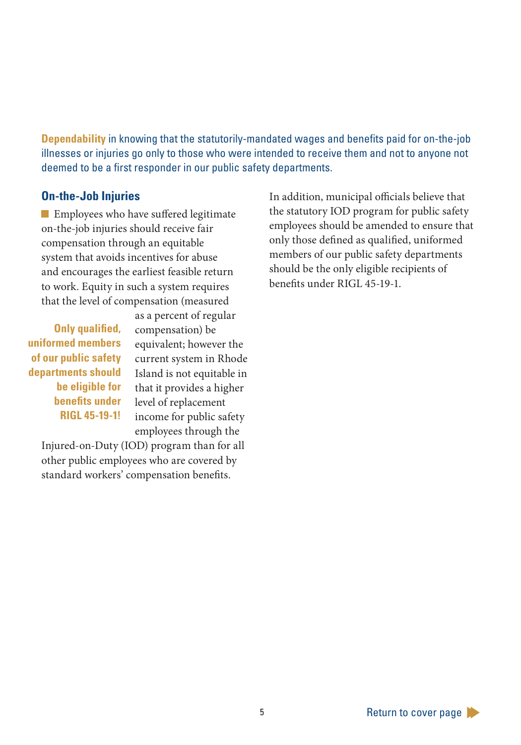**Dependability** in knowing that the statutorily-mandated wages and benefits paid for on-the-job illnesses or injuries go only to those who were intended to receive them and not to anyone not deemed to be a first responder in our public safety departments.

## On-the-Job Injuries

Employees who have suffered legitimate on-the-job injuries should receive fair compensation through an equitable system that avoids incentives for abuse and encourages the earliest feasible return to work. Equity in such a system requires that the level of compensation (measured as a percent of regular compensation) be equivalent; however the current system in Rhode Island is not equitable in that it provides a higher level of replacement income for public safety employees through the Injured-on-Duty (IOD) program than for all other public employees who are covered by standard workers' compensation benefits.

**Only qualified, uniformed members of our public safety departments should be eligible for benefits under RIGL 45-19-1!**

In addition, municipal officials believe that the statutory IOD program for public safety employees should be amended to ensure that only those defined as qualified, uniformed members of our public safety departments should be the only eligible recipients of benefits under RIGL 45-19-1.

Return to cover page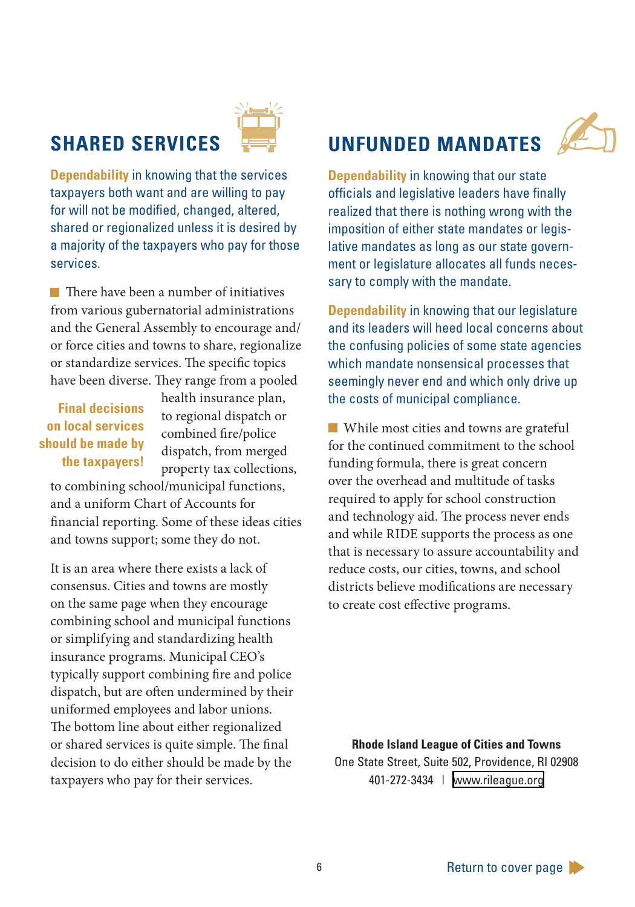## SHARED SERVICES

**Dependability** in knowing that the services taxpayers both want and are willing to pay for will not be modified, changed, altered, shared or regionalized unless it is desired by a majority of the taxpayers who pay for those services.

There have been a number of initiatives from various gubernatorial administrations and the General Assembly to encourage and/or force cities and towns to share, regionalize or standardize services. The specific topics have been diverse. They range from a pooled health insurance plan, to regional dispatch or combined fire/police dispatch, from merged property tax collections, to combining school/municipal functions, and a uniform Chart of Accounts for financial reporting. Some of these ideas cities and towns support; some they do not.

**Final decisions on local services should be made by the taxpayers!**

It is an area where there exists a lack of consensus. Cities and towns are mostly on the same page when they encourage combining school and municipal functions or simplifying and standardizing health insurance programs. Municipal CEO's typically support combining fire and police dispatch, but are often undermined by their uniformed employees and labor unions. The bottom line about either regionalized or shared services is quite simple. The final decision to do either should be made by the taxpayers who pay for their services.

## UNFUNDED MANDATES

**Dependability** in knowing that our state officials and legislative leaders have finally realized that there is nothing wrong with the imposition of either state mandates or legislative mandates as long as our state government or legislature allocates all funds necessary to comply with the mandate.

**Dependability** in knowing that our legislature and its leaders will heed local concerns about the confusing policies of some state agencies which mandate nonsensical processes that seemingly never end and which only drive up the costs of municipal compliance.

While most cities and towns are grateful for the continued commitment to the school funding formula, there is great concern over the overhead and multitude of tasks required to apply for school construction and technology aid. The process never ends and while RIDE supports the process as one that is necessary to assure accountability and reduce costs, our cities, towns, and school districts believe modifications are necessary to create cost effective programs.

**Rhode Island League of Cities and Towns**
One State Street, Suite 502, Providence, RI 02908
401-272-3434 | www.rileague.org

Return to cover page